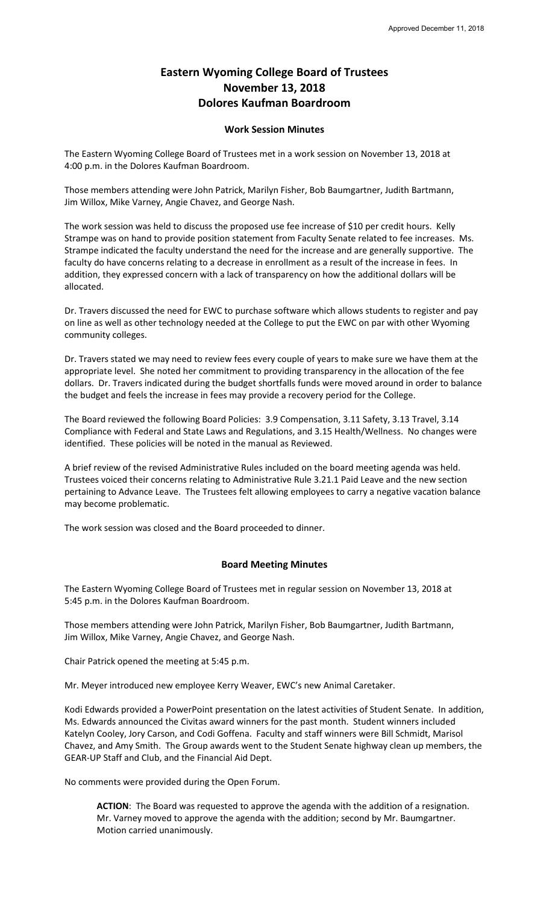Approved December 11, 2018

# Eastern Wyoming College Board of Trustees
# November 13, 2018
# Dolores Kaufman Boardroom

## Work Session Minutes

The Eastern Wyoming College Board of Trustees met in a work session on November 13, 2018 at 4:00 p.m. in the Dolores Kaufman Boardroom.

Those members attending were John Patrick, Marilyn Fisher, Bob Baumgartner, Judith Bartmann, Jim Willox, Mike Varney, Angie Chavez, and George Nash.

The work session was held to discuss the proposed use fee increase of $10 per credit hours. Kelly Strampe was on hand to provide position statement from Faculty Senate related to fee increases. Ms. Strampe indicated the faculty understand the need for the increase and are generally supportive. The faculty do have concerns relating to a decrease in enrollment as a result of the increase in fees. In addition, they expressed concern with a lack of transparency on how the additional dollars will be allocated.

Dr. Travers discussed the need for EWC to purchase software which allows students to register and pay on line as well as other technology needed at the College to put the EWC on par with other Wyoming community colleges.

Dr. Travers stated we may need to review fees every couple of years to make sure we have them at the appropriate level. She noted her commitment to providing transparency in the allocation of the fee dollars. Dr. Travers indicated during the budget shortfalls funds were moved around in order to balance the budget and feels the increase in fees may provide a recovery period for the College.

The Board reviewed the following Board Policies: 3.9 Compensation, 3.11 Safety, 3.13 Travel, 3.14 Compliance with Federal and State Laws and Regulations, and 3.15 Health/Wellness. No changes were identified. These policies will be noted in the manual as Reviewed.

A brief review of the revised Administrative Rules included on the board meeting agenda was held. Trustees voiced their concerns relating to Administrative Rule 3.21.1 Paid Leave and the new section pertaining to Advance Leave. The Trustees felt allowing employees to carry a negative vacation balance may become problematic.

The work session was closed and the Board proceeded to dinner.

## Board Meeting Minutes

The Eastern Wyoming College Board of Trustees met in regular session on November 13, 2018 at 5:45 p.m. in the Dolores Kaufman Boardroom.

Those members attending were John Patrick, Marilyn Fisher, Bob Baumgartner, Judith Bartmann, Jim Willox, Mike Varney, Angie Chavez, and George Nash.

Chair Patrick opened the meeting at 5:45 p.m.

Mr. Meyer introduced new employee Kerry Weaver, EWC's new Animal Caretaker.

Kodi Edwards provided a PowerPoint presentation on the latest activities of Student Senate. In addition, Ms. Edwards announced the Civitas award winners for the past month. Student winners included Katelyn Cooley, Jory Carson, and Codi Goffena. Faculty and staff winners were Bill Schmidt, Marisol Chavez, and Amy Smith. The Group awards went to the Student Senate highway clean up members, the GEAR-UP Staff and Club, and the Financial Aid Dept.

No comments were provided during the Open Forum.

> **ACTION**: The Board was requested to approve the agenda with the addition of a resignation. Mr. Varney moved to approve the agenda with the addition; second by Mr. Baumgartner. Motion carried unanimously.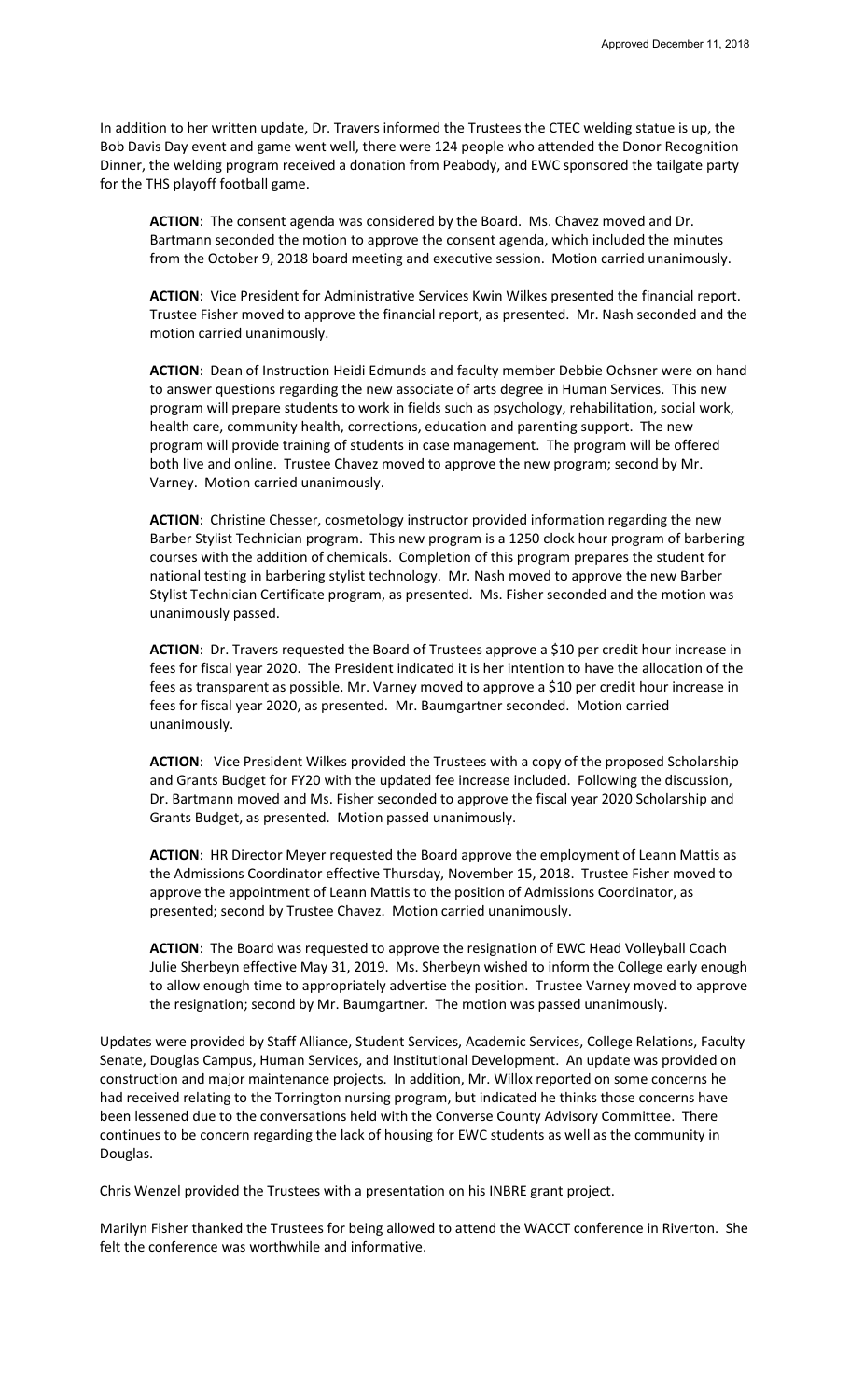In addition to her written update, Dr. Travers informed the Trustees the CTEC welding statue is up, the Bob Davis Day event and game went well, there were 124 people who attended the Donor Recognition Dinner, the welding program received a donation from Peabody, and EWC sponsored the tailgate party for the THS playoff football game.

> **ACTION**: The consent agenda was considered by the Board. Ms. Chavez moved and Dr. Bartmann seconded the motion to approve the consent agenda, which included the minutes from the October 9, 2018 board meeting and executive session. Motion carried unanimously.
>
> **ACTION**: Vice President for Administrative Services Kwin Wilkes presented the financial report. Trustee Fisher moved to approve the financial report, as presented. Mr. Nash seconded and the motion carried unanimously.
>
> **ACTION**: Dean of Instruction Heidi Edmunds and faculty member Debbie Ochsner were on hand to answer questions regarding the new associate of arts degree in Human Services. This new program will prepare students to work in fields such as psychology, rehabilitation, social work, health care, community health, corrections, education and parenting support. The new program will provide training of students in case management. The program will be offered both live and online. Trustee Chavez moved to approve the new program; second by Mr. Varney. Motion carried unanimously.
>
> **ACTION**: Christine Chesser, cosmetology instructor provided information regarding the new Barber Stylist Technician program. This new program is a 1250 clock hour program of barbering courses with the addition of chemicals. Completion of this program prepares the student for national testing in barbering stylist technology. Mr. Nash moved to approve the new Barber Stylist Technician Certificate program, as presented. Ms. Fisher seconded and the motion was unanimously passed.
>
> **ACTION**: Dr. Travers requested the Board of Trustees approve a $10 per credit hour increase in fees for fiscal year 2020. The President indicated it is her intention to have the allocation of the fees as transparent as possible. Mr. Varney moved to approve a $10 per credit hour increase in fees for fiscal year 2020, as presented. Mr. Baumgartner seconded. Motion carried unanimously.
>
> **ACTION**: Vice President Wilkes provided the Trustees with a copy of the proposed Scholarship and Grants Budget for FY20 with the updated fee increase included. Following the discussion, Dr. Bartmann moved and Ms. Fisher seconded to approve the fiscal year 2020 Scholarship and Grants Budget, as presented. Motion passed unanimously.
>
> **ACTION**: HR Director Meyer requested the Board approve the employment of Leann Mattis as the Admissions Coordinator effective Thursday, November 15, 2018. Trustee Fisher moved to approve the appointment of Leann Mattis to the position of Admissions Coordinator, as presented; second by Trustee Chavez. Motion carried unanimously.
>
> **ACTION**: The Board was requested to approve the resignation of EWC Head Volleyball Coach Julie Sherbeyn effective May 31, 2019. Ms. Sherbeyn wished to inform the College early enough to allow enough time to appropriately advertise the position. Trustee Varney moved to approve the resignation; second by Mr. Baumgartner. The motion was passed unanimously.

Updates were provided by Staff Alliance, Student Services, Academic Services, College Relations, Faculty Senate, Douglas Campus, Human Services, and Institutional Development. An update was provided on construction and major maintenance projects. In addition, Mr. Willox reported on some concerns he had received relating to the Torrington nursing program, but indicated he thinks those concerns have been lessened due to the conversations held with the Converse County Advisory Committee. There continues to be concern regarding the lack of housing for EWC students as well as the community in Douglas.

Chris Wenzel provided the Trustees with a presentation on his INBRE grant project.

Marilyn Fisher thanked the Trustees for being allowed to attend the WACCT conference in Riverton. She felt the conference was worthwhile and informative.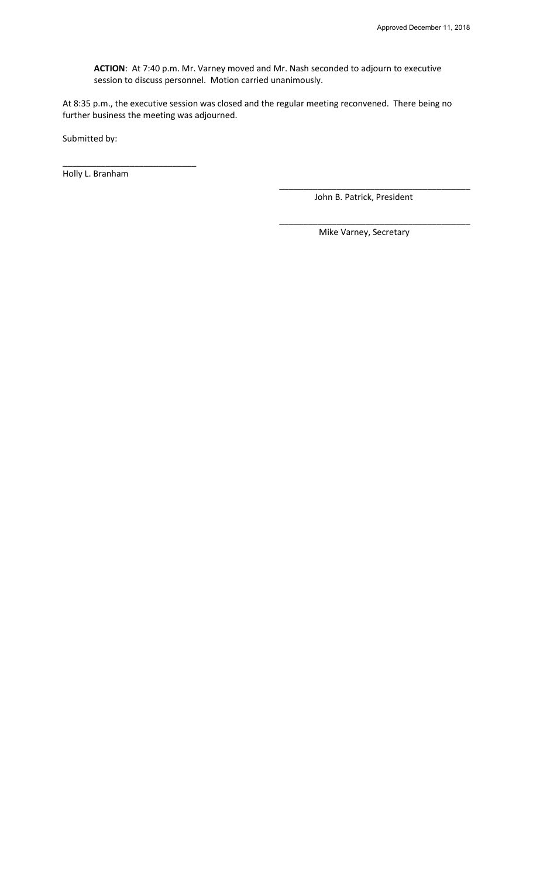Approved December 11, 2018

**ACTION**: At 7:40 p.m. Mr. Varney moved and Mr. Nash seconded to adjourn to executive session to discuss personnel. Motion carried unanimously.

At 8:35 p.m., the executive session was closed and the regular meeting reconvened. There being no further business the meeting was adjourned.

Submitted by:

____________________________
Holly L. Branham

________________________________________
John B. Patrick, President

________________________________________
Mike Varney, Secretary